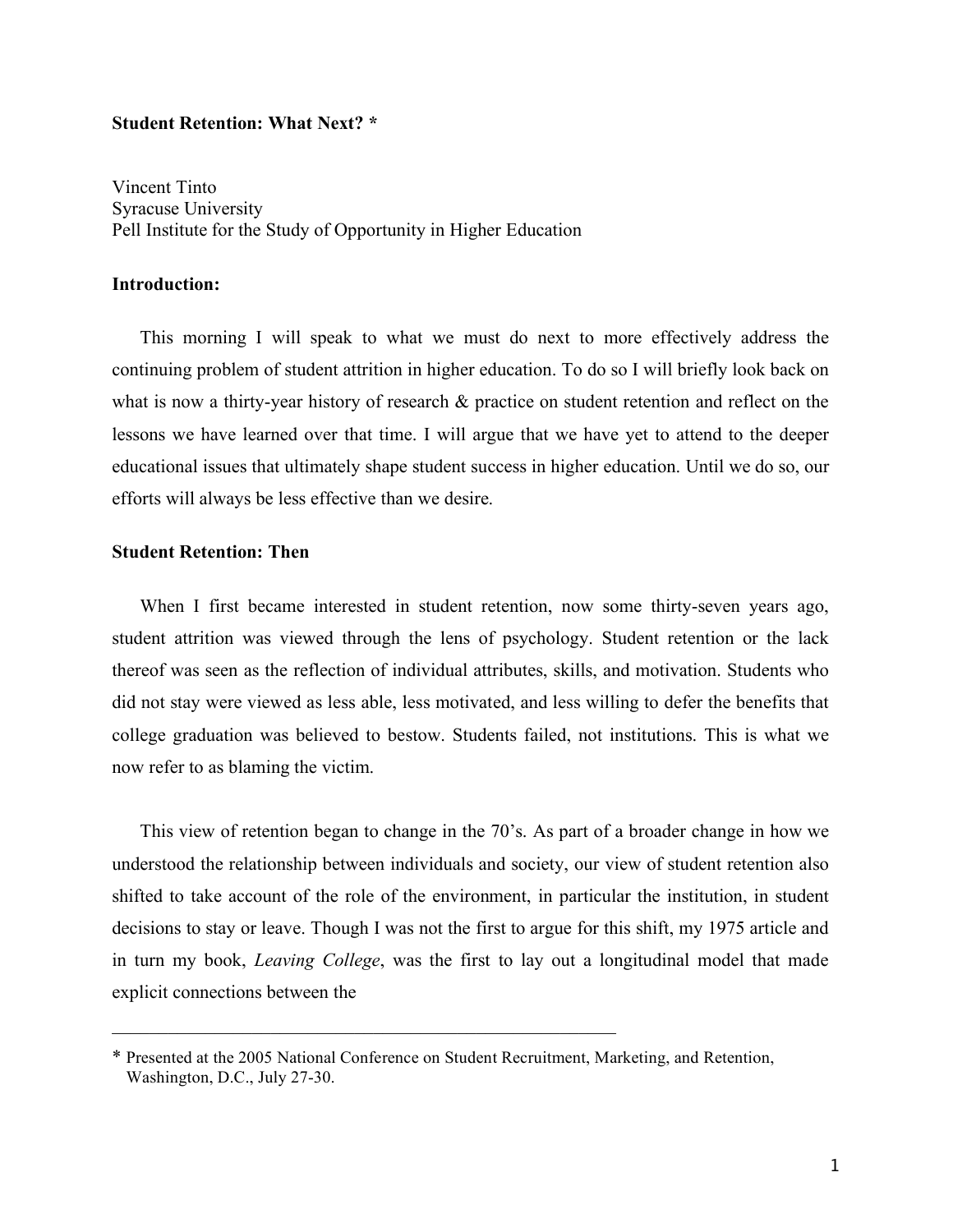**Student Retention: What Next? \***

Vincent Tinto
Syracuse University
Pell Institute for the Study of Opportunity in Higher Education

## Introduction:

This morning I will speak to what we must do next to more effectively address the continuing problem of student attrition in higher education. To do so I will briefly look back on what is now a thirty-year history of research & practice on student retention and reflect on the lessons we have learned over that time. I will argue that we have yet to attend to the deeper educational issues that ultimately shape student success in higher education. Until we do so, our efforts will always be less effective than we desire.

## Student Retention: Then

When I first became interested in student retention, now some thirty-seven years ago, student attrition was viewed through the lens of psychology. Student retention or the lack thereof was seen as the reflection of individual attributes, skills, and motivation. Students who did not stay were viewed as less able, less motivated, and less willing to defer the benefits that college graduation was believed to bestow. Students failed, not institutions. This is what we now refer to as blaming the victim.

This view of retention began to change in the 70's. As part of a broader change in how we understood the relationship between individuals and society, our view of student retention also shifted to take account of the role of the environment, in particular the institution, in student decisions to stay or leave. Though I was not the first to argue for this shift, my 1975 article and in turn my book, *Leaving College*, was the first to lay out a longitudinal model that made explicit connections between the

---

\* Presented at the 2005 National Conference on Student Recruitment, Marketing, and Retention, Washington, D.C., July 27-30.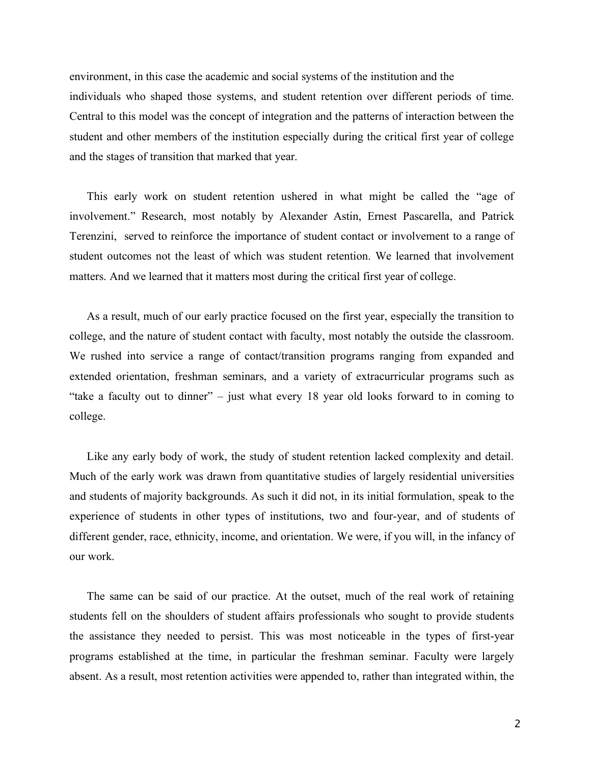environment, in this case the academic and social systems of the institution and the individuals who shaped those systems, and student retention over different periods of time. Central to this model was the concept of integration and the patterns of interaction between the student and other members of the institution especially during the critical first year of college and the stages of transition that marked that year.

This early work on student retention ushered in what might be called the "age of involvement." Research, most notably by Alexander Astin, Ernest Pascarella, and Patrick Terenzini, served to reinforce the importance of student contact or involvement to a range of student outcomes not the least of which was student retention. We learned that involvement matters. And we learned that it matters most during the critical first year of college.

As a result, much of our early practice focused on the first year, especially the transition to college, and the nature of student contact with faculty, most notably the outside the classroom. We rushed into service a range of contact/transition programs ranging from expanded and extended orientation, freshman seminars, and a variety of extracurricular programs such as "take a faculty out to dinner" – just what every 18 year old looks forward to in coming to college.

Like any early body of work, the study of student retention lacked complexity and detail. Much of the early work was drawn from quantitative studies of largely residential universities and students of majority backgrounds. As such it did not, in its initial formulation, speak to the experience of students in other types of institutions, two and four-year, and of students of different gender, race, ethnicity, income, and orientation. We were, if you will, in the infancy of our work.

The same can be said of our practice. At the outset, much of the real work of retaining students fell on the shoulders of student affairs professionals who sought to provide students the assistance they needed to persist. This was most noticeable in the types of first-year programs established at the time, in particular the freshman seminar. Faculty were largely absent. As a result, most retention activities were appended to, rather than integrated within, the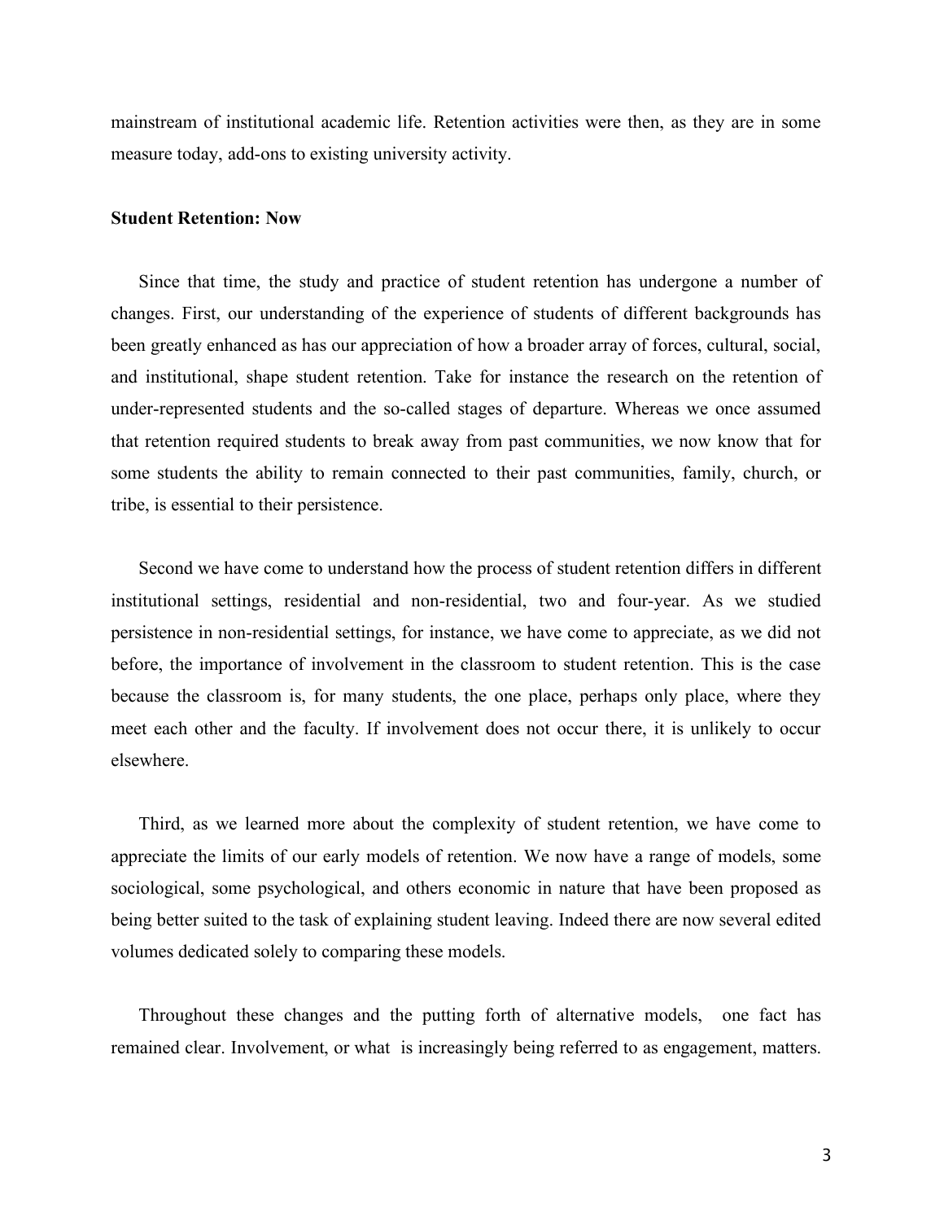mainstream of institutional academic life. Retention activities were then, as they are in some measure today, add-ons to existing university activity.

**Student Retention: Now**

Since that time, the study and practice of student retention has undergone a number of changes. First, our understanding of the experience of students of different backgrounds has been greatly enhanced as has our appreciation of how a broader array of forces, cultural, social, and institutional, shape student retention. Take for instance the research on the retention of under-represented students and the so-called stages of departure. Whereas we once assumed that retention required students to break away from past communities, we now know that for some students the ability to remain connected to their past communities, family, church, or tribe, is essential to their persistence.

Second we have come to understand how the process of student retention differs in different institutional settings, residential and non-residential, two and four-year. As we studied persistence in non-residential settings, for instance, we have come to appreciate, as we did not before, the importance of involvement in the classroom to student retention. This is the case because the classroom is, for many students, the one place, perhaps only place, where they meet each other and the faculty. If involvement does not occur there, it is unlikely to occur elsewhere.

Third, as we learned more about the complexity of student retention, we have come to appreciate the limits of our early models of retention. We now have a range of models, some sociological, some psychological, and others economic in nature that have been proposed as being better suited to the task of explaining student leaving. Indeed there are now several edited volumes dedicated solely to comparing these models.

Throughout these changes and the putting forth of alternative models, one fact has remained clear. Involvement, or what is increasingly being referred to as engagement, matters.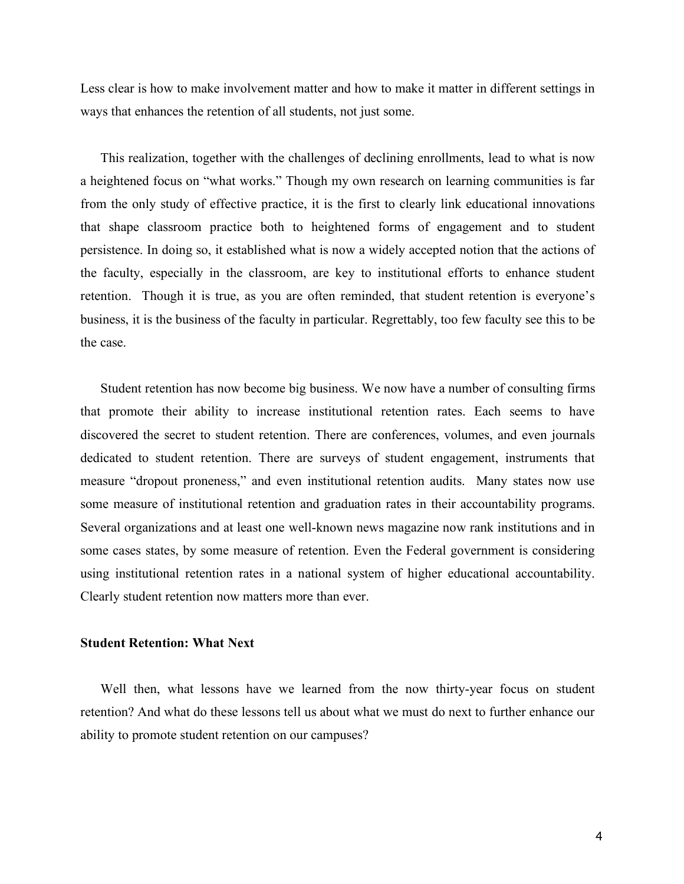Less clear is how to make involvement matter and how to make it matter in different settings in ways that enhances the retention of all students, not just some.

This realization, together with the challenges of declining enrollments, lead to what is now a heightened focus on "what works." Though my own research on learning communities is far from the only study of effective practice, it is the first to clearly link educational innovations that shape classroom practice both to heightened forms of engagement and to student persistence. In doing so, it established what is now a widely accepted notion that the actions of the faculty, especially in the classroom, are key to institutional efforts to enhance student retention. Though it is true, as you are often reminded, that student retention is everyone's business, it is the business of the faculty in particular. Regrettably, too few faculty see this to be the case.

Student retention has now become big business. We now have a number of consulting firms that promote their ability to increase institutional retention rates. Each seems to have discovered the secret to student retention. There are conferences, volumes, and even journals dedicated to student retention. There are surveys of student engagement, instruments that measure "dropout proneness," and even institutional retention audits. Many states now use some measure of institutional retention and graduation rates in their accountability programs. Several organizations and at least one well-known news magazine now rank institutions and in some cases states, by some measure of retention. Even the Federal government is considering using institutional retention rates in a national system of higher educational accountability. Clearly student retention now matters more than ever.

**Student Retention: What Next**

Well then, what lessons have we learned from the now thirty-year focus on student retention? And what do these lessons tell us about what we must do next to further enhance our ability to promote student retention on our campuses?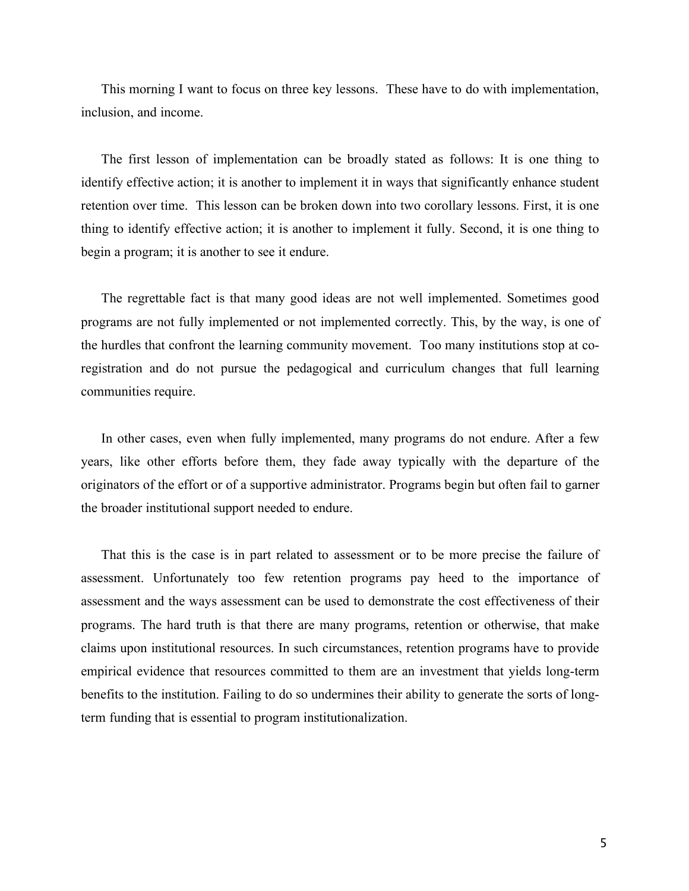This morning I want to focus on three key lessons. These have to do with implementation, inclusion, and income.

The first lesson of implementation can be broadly stated as follows: It is one thing to identify effective action; it is another to implement it in ways that significantly enhance student retention over time. This lesson can be broken down into two corollary lessons. First, it is one thing to identify effective action; it is another to implement it fully. Second, it is one thing to begin a program; it is another to see it endure.

The regrettable fact is that many good ideas are not well implemented. Sometimes good programs are not fully implemented or not implemented correctly. This, by the way, is one of the hurdles that confront the learning community movement. Too many institutions stop at co-registration and do not pursue the pedagogical and curriculum changes that full learning communities require.

In other cases, even when fully implemented, many programs do not endure. After a few years, like other efforts before them, they fade away typically with the departure of the originators of the effort or of a supportive administrator. Programs begin but often fail to garner the broader institutional support needed to endure.

That this is the case is in part related to assessment or to be more precise the failure of assessment. Unfortunately too few retention programs pay heed to the importance of assessment and the ways assessment can be used to demonstrate the cost effectiveness of their programs. The hard truth is that there are many programs, retention or otherwise, that make claims upon institutional resources. In such circumstances, retention programs have to provide empirical evidence that resources committed to them are an investment that yields long-term benefits to the institution. Failing to do so undermines their ability to generate the sorts of long-term funding that is essential to program institutionalization.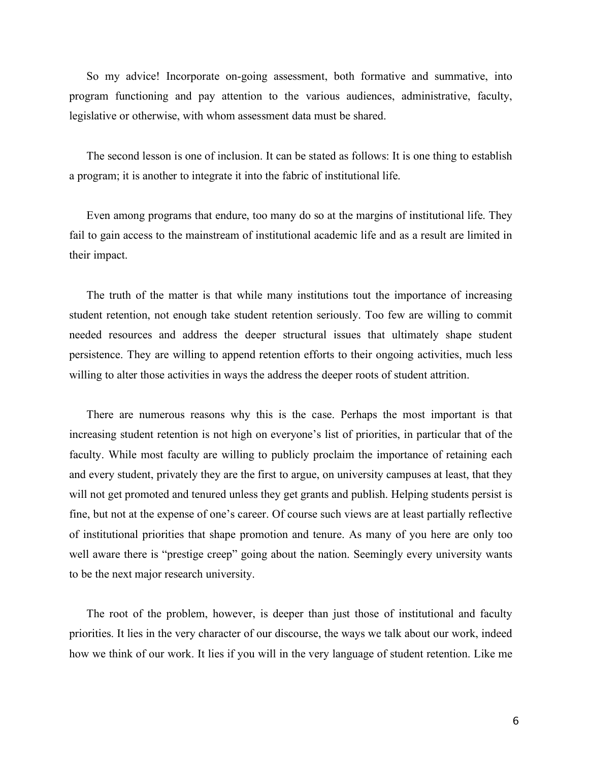So my advice! Incorporate on-going assessment, both formative and summative, into program functioning and pay attention to the various audiences, administrative, faculty, legislative or otherwise, with whom assessment data must be shared.

The second lesson is one of inclusion. It can be stated as follows: It is one thing to establish a program; it is another to integrate it into the fabric of institutional life.

Even among programs that endure, too many do so at the margins of institutional life. They fail to gain access to the mainstream of institutional academic life and as a result are limited in their impact.

The truth of the matter is that while many institutions tout the importance of increasing student retention, not enough take student retention seriously. Too few are willing to commit needed resources and address the deeper structural issues that ultimately shape student persistence. They are willing to append retention efforts to their ongoing activities, much less willing to alter those activities in ways the address the deeper roots of student attrition.

There are numerous reasons why this is the case. Perhaps the most important is that increasing student retention is not high on everyone's list of priorities, in particular that of the faculty. While most faculty are willing to publicly proclaim the importance of retaining each and every student, privately they are the first to argue, on university campuses at least, that they will not get promoted and tenured unless they get grants and publish. Helping students persist is fine, but not at the expense of one's career. Of course such views are at least partially reflective of institutional priorities that shape promotion and tenure. As many of you here are only too well aware there is "prestige creep" going about the nation. Seemingly every university wants to be the next major research university.

The root of the problem, however, is deeper than just those of institutional and faculty priorities. It lies in the very character of our discourse, the ways we talk about our work, indeed how we think of our work. It lies if you will in the very language of student retention. Like me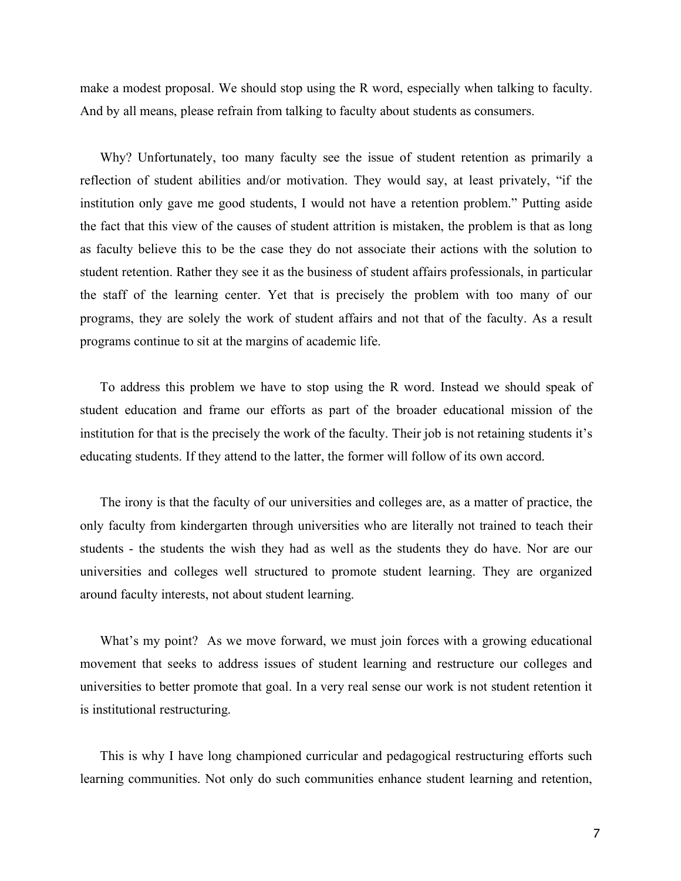make a modest proposal. We should stop using the R word, especially when talking to faculty. And by all means, please refrain from talking to faculty about students as consumers.

Why? Unfortunately, too many faculty see the issue of student retention as primarily a reflection of student abilities and/or motivation. They would say, at least privately, "if the institution only gave me good students, I would not have a retention problem." Putting aside the fact that this view of the causes of student attrition is mistaken, the problem is that as long as faculty believe this to be the case they do not associate their actions with the solution to student retention. Rather they see it as the business of student affairs professionals, in particular the staff of the learning center. Yet that is precisely the problem with too many of our programs, they are solely the work of student affairs and not that of the faculty. As a result programs continue to sit at the margins of academic life.

To address this problem we have to stop using the R word. Instead we should speak of student education and frame our efforts as part of the broader educational mission of the institution for that is the precisely the work of the faculty. Their job is not retaining students it's educating students. If they attend to the latter, the former will follow of its own accord.

The irony is that the faculty of our universities and colleges are, as a matter of practice, the only faculty from kindergarten through universities who are literally not trained to teach their students - the students the wish they had as well as the students they do have. Nor are our universities and colleges well structured to promote student learning. They are organized around faculty interests, not about student learning.

What's my point? As we move forward, we must join forces with a growing educational movement that seeks to address issues of student learning and restructure our colleges and universities to better promote that goal. In a very real sense our work is not student retention it is institutional restructuring.

This is why I have long championed curricular and pedagogical restructuring efforts such learning communities. Not only do such communities enhance student learning and retention,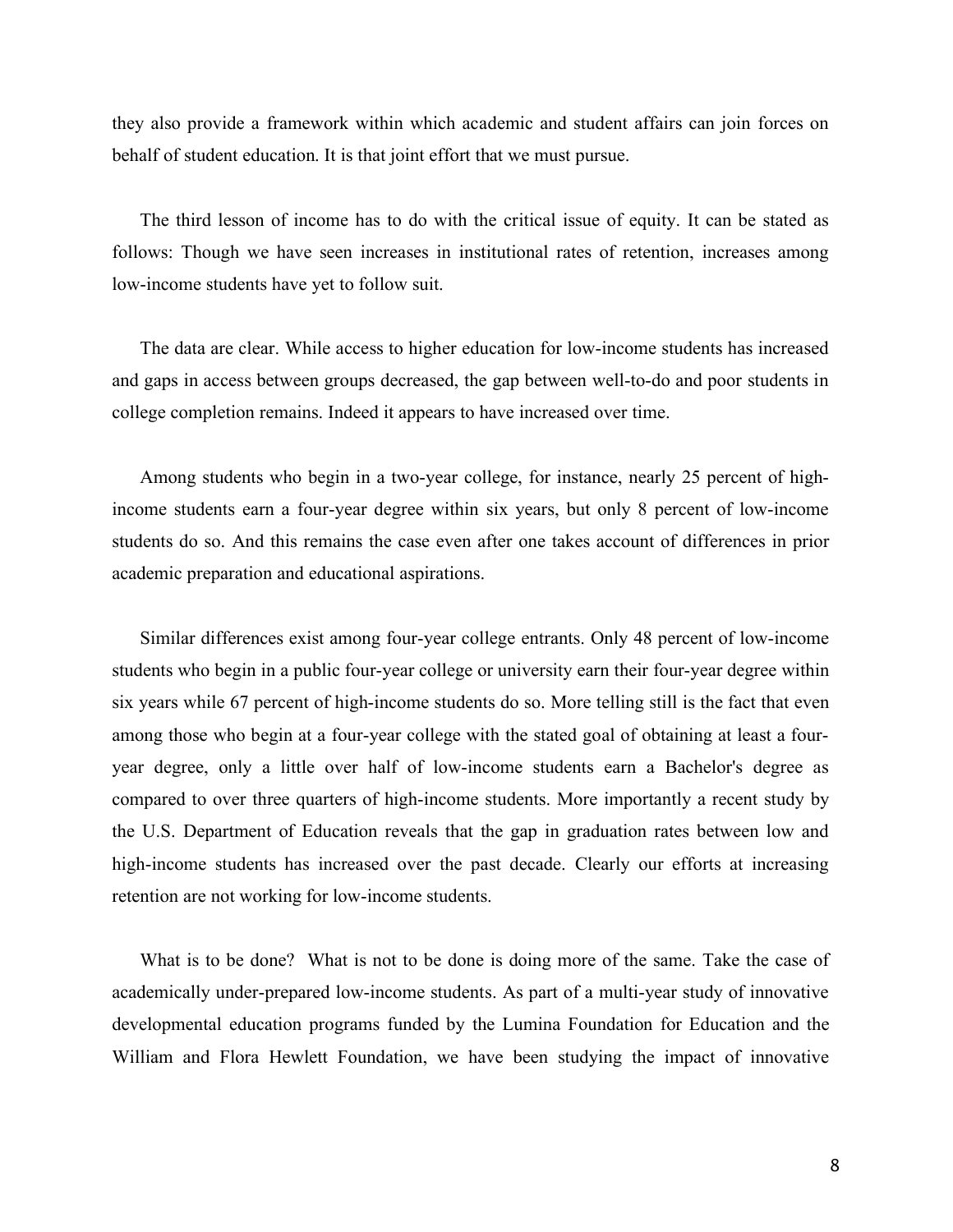they also provide a framework within which academic and student affairs can join forces on behalf of student education. It is that joint effort that we must pursue.

The third lesson of income has to do with the critical issue of equity. It can be stated as follows: Though we have seen increases in institutional rates of retention, increases among low-income students have yet to follow suit.

The data are clear. While access to higher education for low-income students has increased and gaps in access between groups decreased, the gap between well-to-do and poor students in college completion remains. Indeed it appears to have increased over time.

Among students who begin in a two-year college, for instance, nearly 25 percent of high-income students earn a four-year degree within six years, but only 8 percent of low-income students do so. And this remains the case even after one takes account of differences in prior academic preparation and educational aspirations.

Similar differences exist among four-year college entrants. Only 48 percent of low-income students who begin in a public four-year college or university earn their four-year degree within six years while 67 percent of high-income students do so. More telling still is the fact that even among those who begin at a four-year college with the stated goal of obtaining at least a four-year degree, only a little over half of low-income students earn a Bachelor's degree as compared to over three quarters of high-income students. More importantly a recent study by the U.S. Department of Education reveals that the gap in graduation rates between low and high-income students has increased over the past decade. Clearly our efforts at increasing retention are not working for low-income students.

What is to be done? What is not to be done is doing more of the same. Take the case of academically under-prepared low-income students. As part of a multi-year study of innovative developmental education programs funded by the Lumina Foundation for Education and the William and Flora Hewlett Foundation, we have been studying the impact of innovative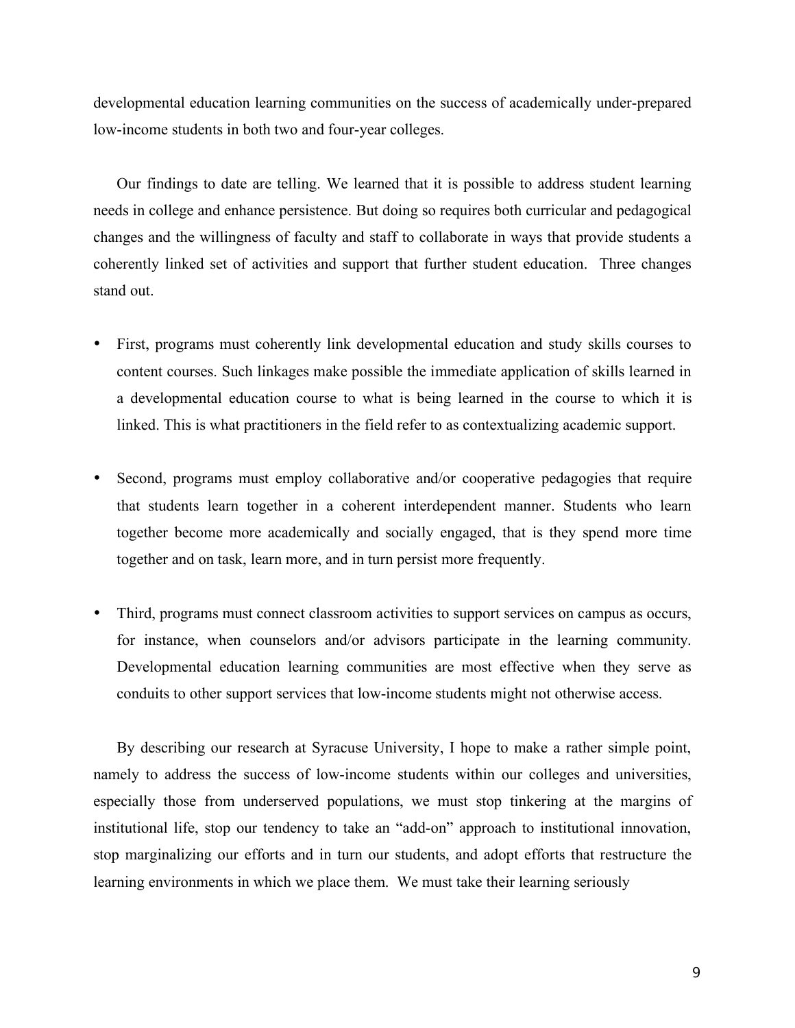developmental education learning communities on the success of academically under-prepared low-income students in both two and four-year colleges.

Our findings to date are telling. We learned that it is possible to address student learning needs in college and enhance persistence. But doing so requires both curricular and pedagogical changes and the willingness of faculty and staff to collaborate in ways that provide students a coherently linked set of activities and support that further student education. Three changes stand out.

- First, programs must coherently link developmental education and study skills courses to content courses. Such linkages make possible the immediate application of skills learned in a developmental education course to what is being learned in the course to which it is linked. This is what practitioners in the field refer to as contextualizing academic support.

- Second, programs must employ collaborative and/or cooperative pedagogies that require that students learn together in a coherent interdependent manner. Students who learn together become more academically and socially engaged, that is they spend more time together and on task, learn more, and in turn persist more frequently.

- Third, programs must connect classroom activities to support services on campus as occurs, for instance, when counselors and/or advisors participate in the learning community. Developmental education learning communities are most effective when they serve as conduits to other support services that low-income students might not otherwise access.

By describing our research at Syracuse University, I hope to make a rather simple point, namely to address the success of low-income students within our colleges and universities, especially those from underserved populations, we must stop tinkering at the margins of institutional life, stop our tendency to take an "add-on" approach to institutional innovation, stop marginalizing our efforts and in turn our students, and adopt efforts that restructure the learning environments in which we place them. We must take their learning seriously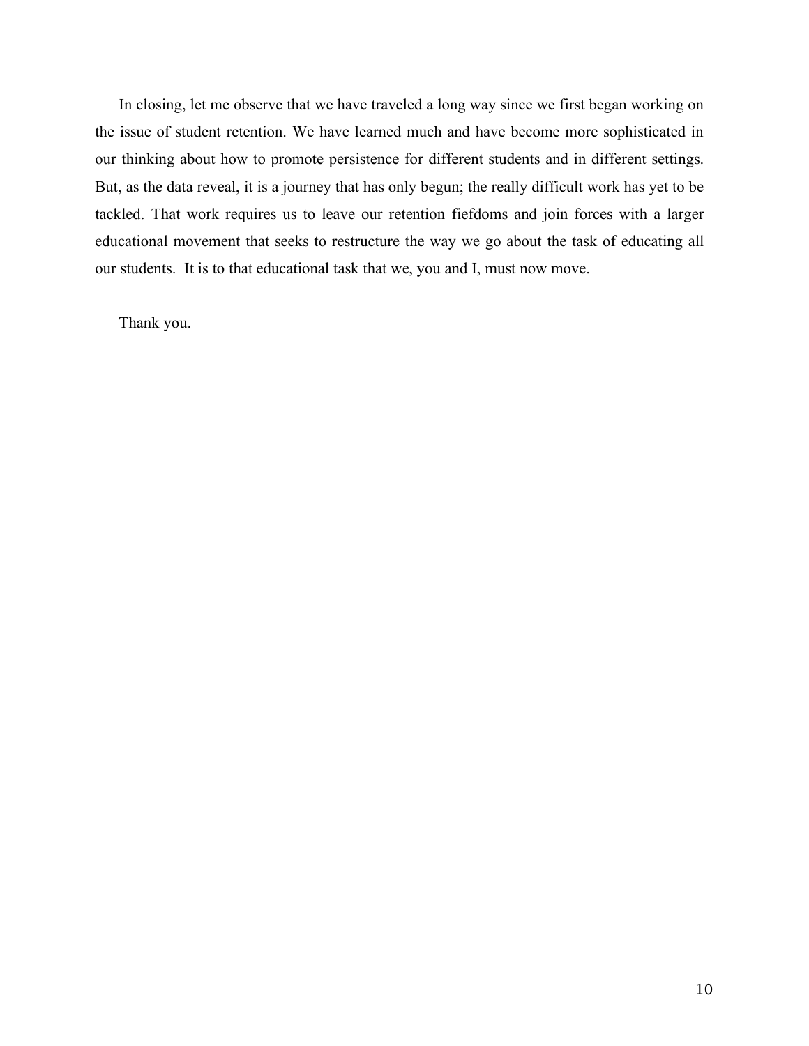In closing, let me observe that we have traveled a long way since we first began working on the issue of student retention. We have learned much and have become more sophisticated in our thinking about how to promote persistence for different students and in different settings. But, as the data reveal, it is a journey that has only begun; the really difficult work has yet to be tackled. That work requires us to leave our retention fiefdoms and join forces with a larger educational movement that seeks to restructure the way we go about the task of educating all our students. It is to that educational task that we, you and I, must now move.

Thank you.